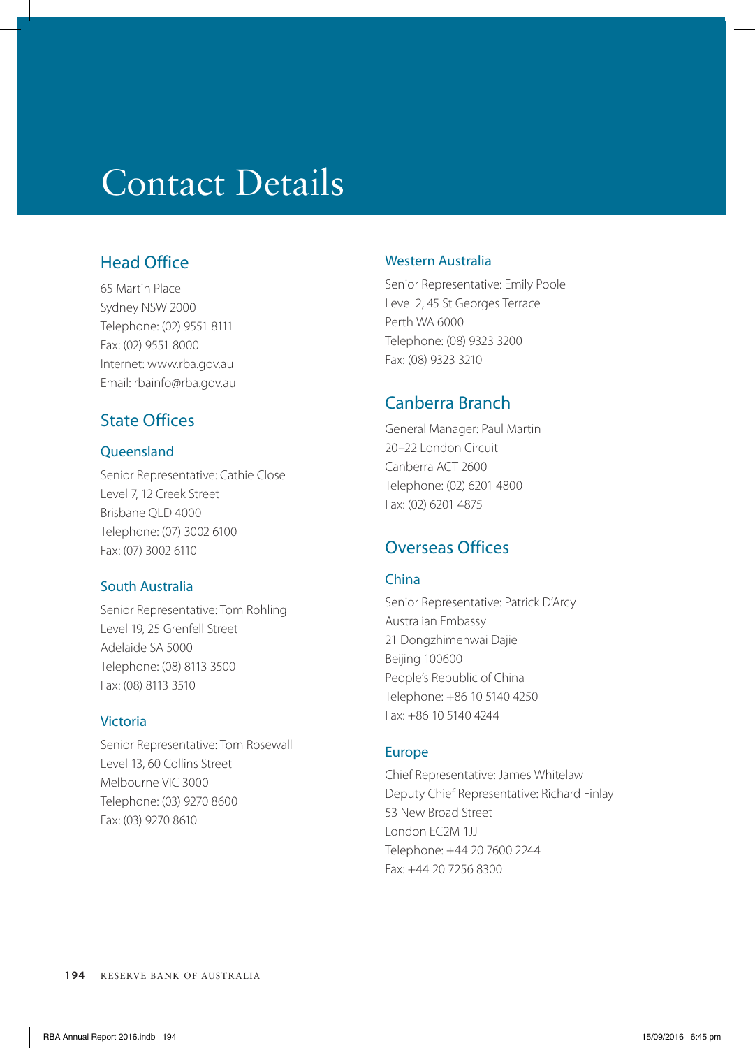# Contact Details

## Head Office

65 Martin Place
Sydney NSW 2000
Telephone: (02) 9551 8111
Fax: (02) 9551 8000
Internet: www.rba.gov.au
Email: rbainfo@rba.gov.au

## State Offices

### Queensland

Senior Representative: Cathie Close
Level 7, 12 Creek Street
Brisbane QLD 4000
Telephone: (07) 3002 6100
Fax: (07) 3002 6110

### South Australia

Senior Representative: Tom Rohling
Level 19, 25 Grenfell Street
Adelaide SA 5000
Telephone: (08) 8113 3500
Fax: (08) 8113 3510

### Victoria

Senior Representative: Tom Rosewall
Level 13, 60 Collins Street
Melbourne VIC 3000
Telephone: (03) 9270 8600
Fax: (03) 9270 8610

### Western Australia

Senior Representative: Emily Poole
Level 2, 45 St Georges Terrace
Perth WA 6000
Telephone: (08) 9323 3200
Fax: (08) 9323 3210

## Canberra Branch

General Manager: Paul Martin
20–22 London Circuit
Canberra ACT 2600
Telephone: (02) 6201 4800
Fax: (02) 6201 4875

## Overseas Offices

### China

Senior Representative: Patrick D'Arcy
Australian Embassy
21 Dongzhimenwai Dajie
Beijing 100600
People's Republic of China
Telephone: +86 10 5140 4250
Fax: +86 10 5140 4244

### Europe

Chief Representative: James Whitelaw
Deputy Chief Representative: Richard Finlay
53 New Broad Street
London EC2M 1JJ
Telephone: +44 20 7600 2244
Fax: +44 20 7256 8300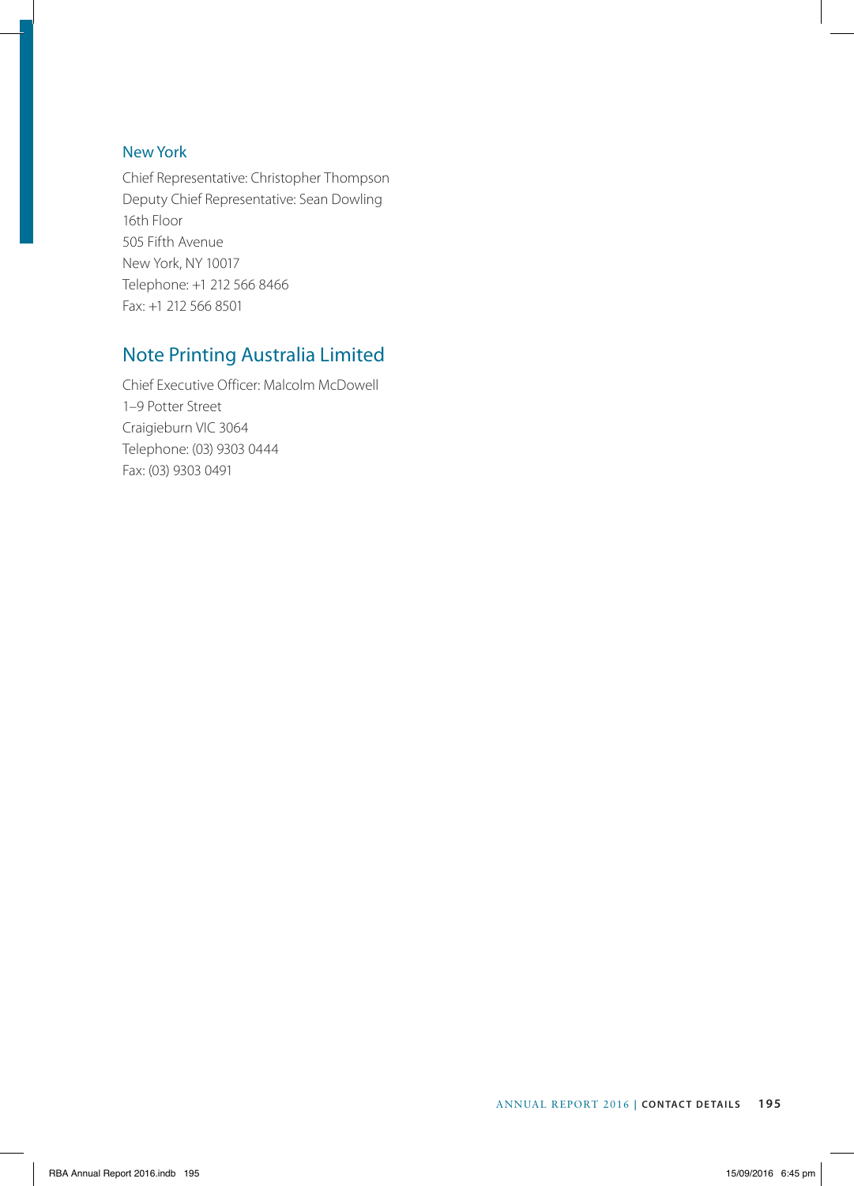### New York

Chief Representative: Christopher Thompson
Deputy Chief Representative: Sean Dowling
16th Floor
505 Fifth Avenue
New York, NY 10017
Telephone: +1 212 566 8466
Fax: +1 212 566 8501

## Note Printing Australia Limited

Chief Executive Officer: Malcolm McDowell
1–9 Potter Street
Craigieburn VIC 3064
Telephone: (03) 9303 0444
Fax: (03) 9303 0491